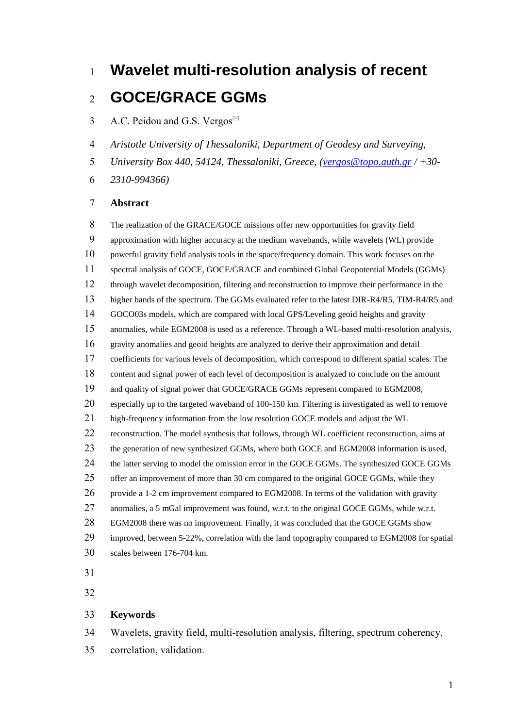# Wavelet multi-resolution analysis of recent GOCE/GRACE GGMs

A.C. Peidou and G.S. Vergos✉

*Aristotle University of Thessaloniki, Department of Geodesy and Surveying, University Box 440, 54124, Thessaloniki, Greece, (vergos@topo.auth.gr / +30-2310-994366)*

## Abstract

The realization of the GRACE/GOCE missions offer new opportunities for gravity field approximation with higher accuracy at the medium wavebands, while wavelets (WL) provide powerful gravity field analysis tools in the space/frequency domain. This work focuses on the spectral analysis of GOCE, GOCE/GRACE and combined Global Geopotential Models (GGMs) through wavelet decomposition, filtering and reconstruction to improve their performance in the higher bands of the spectrum. The GGMs evaluated refer to the latest DIR-R4/R5, TIM-R4/R5 and GOCO03s models, which are compared with local GPS/Leveling geoid heights and gravity anomalies, while EGM2008 is used as a reference. Through a WL-based multi-resolution analysis, gravity anomalies and geoid heights are analyzed to derive their approximation and detail coefficients for various levels of decomposition, which correspond to different spatial scales. The content and signal power of each level of decomposition is analyzed to conclude on the amount and quality of signal power that GOCE/GRACE GGMs represent compared to EGM2008, especially up to the targeted waveband of 100-150 km. Filtering is investigated as well to remove high-frequency information from the low resolution GOCE models and adjust the WL reconstruction. The model synthesis that follows, through WL coefficient reconstruction, aims at the generation of new synthesized GGMs, where both GOCE and EGM2008 information is used, the latter serving to model the omission error in the GOCE GGMs. The synthesized GOCE GGMs offer an improvement of more than 30 cm compared to the original GOCE GGMs, while they provide a 1-2 cm improvement compared to EGM2008. In terms of the validation with gravity anomalies, a 5 mGal improvement was found, w.r.t. to the original GOCE GGMs, while w.r.t. EGM2008 there was no improvement. Finally, it was concluded that the GOCE GGMs show improved, between 5-22%, correlation with the land topography compared to EGM2008 for spatial scales between 176-704 km.

## Keywords

Wavelets, gravity field, multi-resolution analysis, filtering, spectrum coherency, correlation, validation.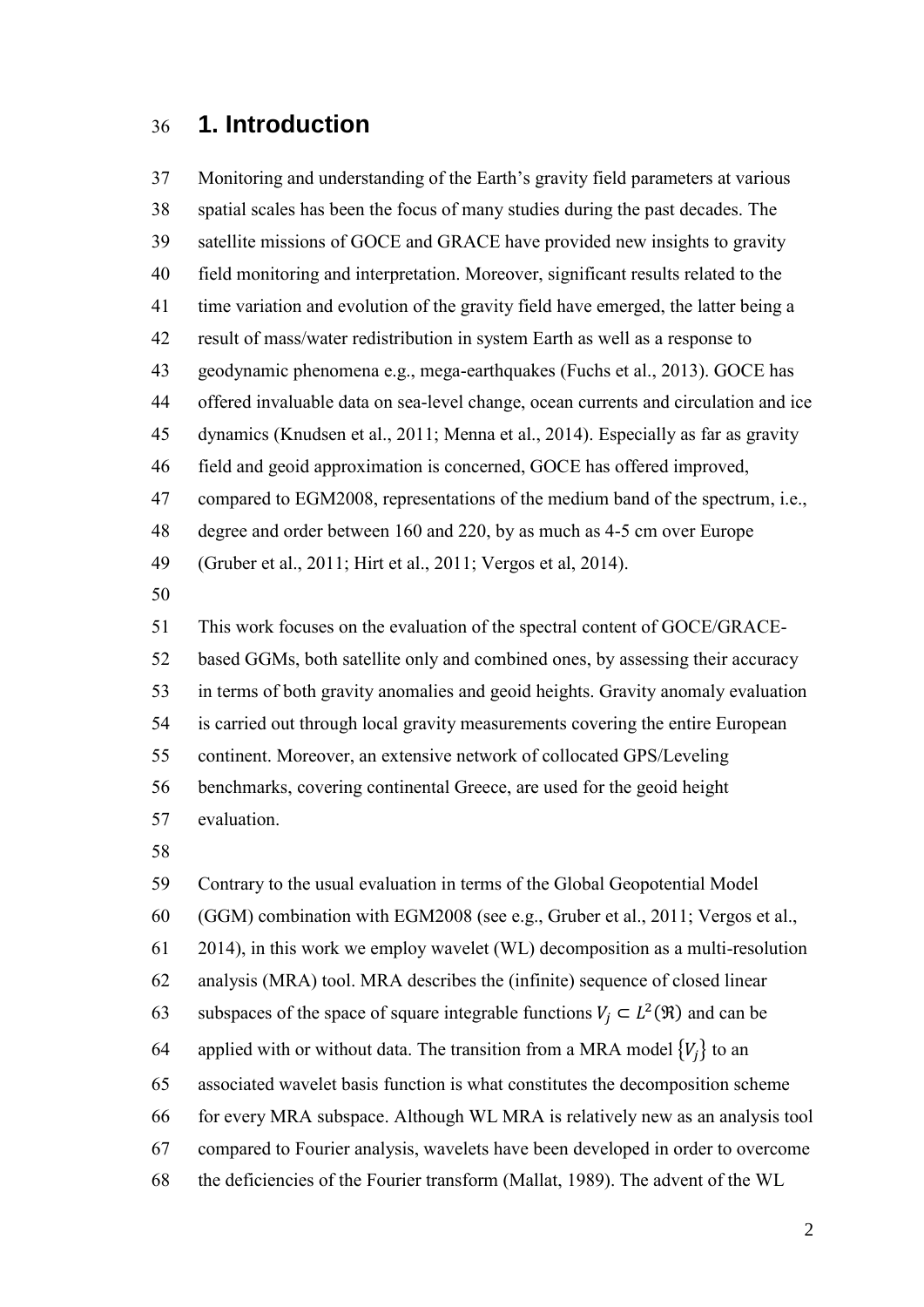# 1. Introduction

Monitoring and understanding of the Earth's gravity field parameters at various spatial scales has been the focus of many studies during the past decades. The satellite missions of GOCE and GRACE have provided new insights to gravity field monitoring and interpretation. Moreover, significant results related to the time variation and evolution of the gravity field have emerged, the latter being a result of mass/water redistribution in system Earth as well as a response to geodynamic phenomena e.g., mega-earthquakes (Fuchs et al., 2013). GOCE has offered invaluable data on sea-level change, ocean currents and circulation and ice dynamics (Knudsen et al., 2011; Menna et al., 2014). Especially as far as gravity field and geoid approximation is concerned, GOCE has offered improved, compared to EGM2008, representations of the medium band of the spectrum, i.e., degree and order between 160 and 220, by as much as 4-5 cm over Europe (Gruber et al., 2011; Hirt et al., 2011; Vergos et al, 2014).

This work focuses on the evaluation of the spectral content of GOCE/GRACE-based GGMs, both satellite only and combined ones, by assessing their accuracy in terms of both gravity anomalies and geoid heights. Gravity anomaly evaluation is carried out through local gravity measurements covering the entire European continent. Moreover, an extensive network of collocated GPS/Leveling benchmarks, covering continental Greece, are used for the geoid height evaluation.

Contrary to the usual evaluation in terms of the Global Geopotential Model (GGM) combination with EGM2008 (see e.g., Gruber et al., 2011; Vergos et al., 2014), in this work we employ wavelet (WL) decomposition as a multi-resolution analysis (MRA) tool. MRA describes the (infinite) sequence of closed linear subspaces of the space of square integrable functions $V_j \subset L^2(\Re)$ and can be applied with or without data. The transition from a MRA model $\{V_j\}$ to an associated wavelet basis function is what constitutes the decomposition scheme for every MRA subspace. Although WL MRA is relatively new as an analysis tool compared to Fourier analysis, wavelets have been developed in order to overcome the deficiencies of the Fourier transform (Mallat, 1989). The advent of the WL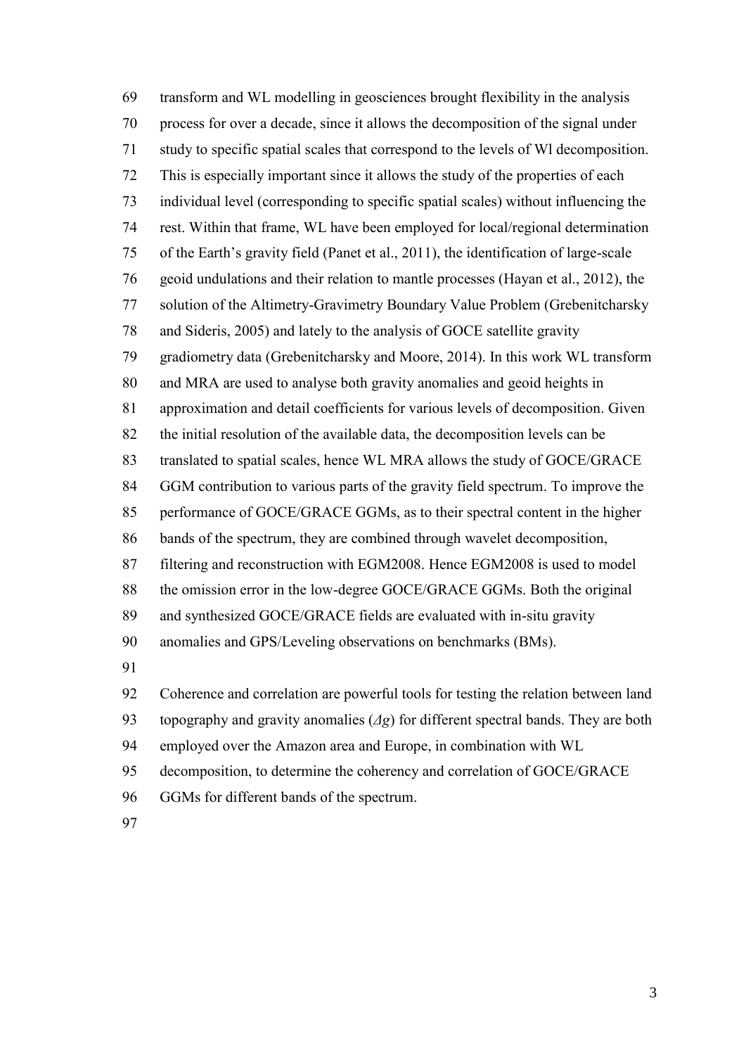transform and WL modelling in geosciences brought flexibility in the analysis process for over a decade, since it allows the decomposition of the signal under study to specific spatial scales that correspond to the levels of Wl decomposition. This is especially important since it allows the study of the properties of each individual level (corresponding to specific spatial scales) without influencing the rest. Within that frame, WL have been employed for local/regional determination of the Earth's gravity field (Panet et al., 2011), the identification of large-scale geoid undulations and their relation to mantle processes (Hayan et al., 2012), the solution of the Altimetry-Gravimetry Boundary Value Problem (Grebenitcharsky and Sideris, 2005) and lately to the analysis of GOCE satellite gravity gradiometry data (Grebenitcharsky and Moore, 2014). In this work WL transform and MRA are used to analyse both gravity anomalies and geoid heights in approximation and detail coefficients for various levels of decomposition. Given the initial resolution of the available data, the decomposition levels can be translated to spatial scales, hence WL MRA allows the study of GOCE/GRACE GGM contribution to various parts of the gravity field spectrum. To improve the performance of GOCE/GRACE GGMs, as to their spectral content in the higher bands of the spectrum, they are combined through wavelet decomposition, filtering and reconstruction with EGM2008. Hence EGM2008 is used to model the omission error in the low-degree GOCE/GRACE GGMs. Both the original and synthesized GOCE/GRACE fields are evaluated with in-situ gravity anomalies and GPS/Leveling observations on benchmarks (BMs).

Coherence and correlation are powerful tools for testing the relation between land topography and gravity anomalies ($\Delta g$) for different spectral bands. They are both employed over the Amazon area and Europe, in combination with WL decomposition, to determine the coherency and correlation of GOCE/GRACE GGMs for different bands of the spectrum.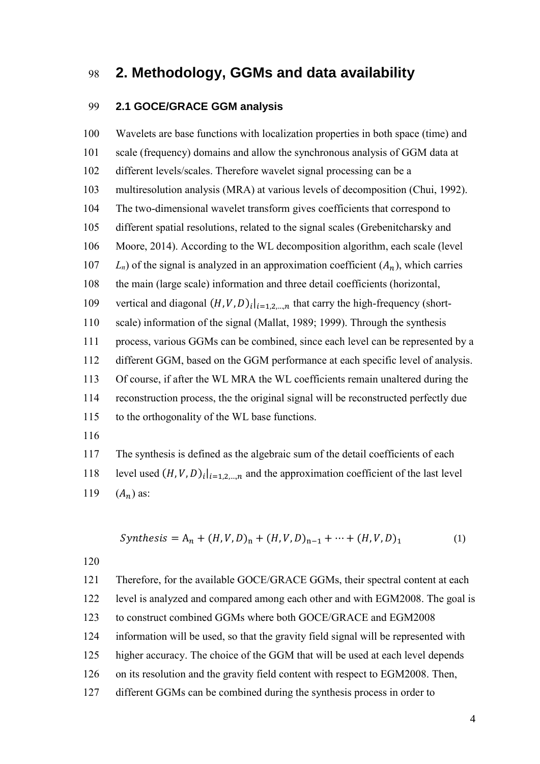## 2. Methodology, GGMs and data availability

### 2.1 GOCE/GRACE GGM analysis

Wavelets are base functions with localization properties in both space (time) and scale (frequency) domains and allow the synchronous analysis of GGM data at different levels/scales. Therefore wavelet signal processing can be a multiresolution analysis (MRA) at various levels of decomposition (Chui, 1992). The two-dimensional wavelet transform gives coefficients that correspond to different spatial resolutions, related to the signal scales (Grebenitcharsky and Moore, 2014). According to the WL decomposition algorithm, each scale (level $L_n$) of the signal is analyzed in an approximation coefficient ($A_n$), which carries the main (large scale) information and three detail coefficients (horizontal, vertical and diagonal $(H,V,D)_i|_{i=1,2,\dots,n}$ that carry the high-frequency (short-scale) information of the signal (Mallat, 1989; 1999). Through the synthesis process, various GGMs can be combined, since each level can be represented by a different GGM, based on the GGM performance at each specific level of analysis. Of course, if after the WL MRA the WL coefficients remain unaltered during the reconstruction process, the the original signal will be reconstructed perfectly due to the orthogonality of the WL base functions.

The synthesis is defined as the algebraic sum of the detail coefficients of each level used $(H,V,D)_i|_{i=1,2,\dots,n}$ and the approximation coefficient of the last level ($A_n$) as:

$$Synthesis = \mathrm{A}_n + (H,V,D)_{\mathrm{n}} + (H,V,D)_{\mathrm{n}-1} + \cdots + (H,V,D)_1 \tag{1}$$

Therefore, for the available GOCE/GRACE GGMs, their spectral content at each level is analyzed and compared among each other and with EGM2008. The goal is to construct combined GGMs where both GOCE/GRACE and EGM2008 information will be used, so that the gravity field signal will be represented with higher accuracy. The choice of the GGM that will be used at each level depends on its resolution and the gravity field content with respect to EGM2008. Then, different GGMs can be combined during the synthesis process in order to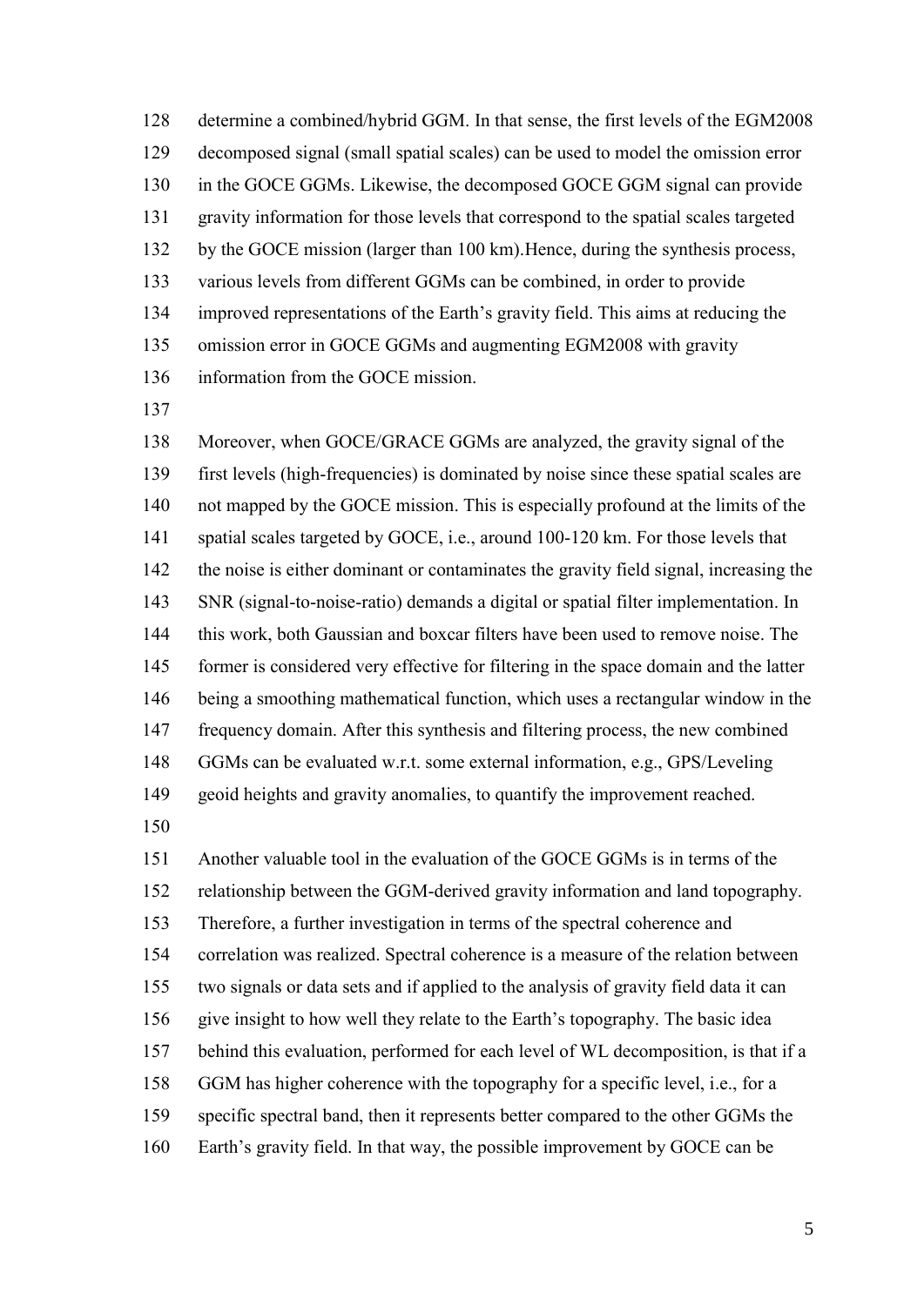determine a combined/hybrid GGM. In that sense, the first levels of the EGM2008 decomposed signal (small spatial scales) can be used to model the omission error in the GOCE GGMs. Likewise, the decomposed GOCE GGM signal can provide gravity information for those levels that correspond to the spatial scales targeted by the GOCE mission (larger than 100 km).Hence, during the synthesis process, various levels from different GGMs can be combined, in order to provide improved representations of the Earth's gravity field. This aims at reducing the omission error in GOCE GGMs and augmenting EGM2008 with gravity information from the GOCE mission.

Moreover, when GOCE/GRACE GGMs are analyzed, the gravity signal of the first levels (high-frequencies) is dominated by noise since these spatial scales are not mapped by the GOCE mission. This is especially profound at the limits of the spatial scales targeted by GOCE, i.e., around 100-120 km. For those levels that the noise is either dominant or contaminates the gravity field signal, increasing the SNR (signal-to-noise-ratio) demands a digital or spatial filter implementation. In this work, both Gaussian and boxcar filters have been used to remove noise. The former is considered very effective for filtering in the space domain and the latter being a smoothing mathematical function, which uses a rectangular window in the frequency domain. After this synthesis and filtering process, the new combined GGMs can be evaluated w.r.t. some external information, e.g., GPS/Leveling geoid heights and gravity anomalies, to quantify the improvement reached.

Another valuable tool in the evaluation of the GOCE GGMs is in terms of the relationship between the GGM-derived gravity information and land topography. Therefore, a further investigation in terms of the spectral coherence and correlation was realized. Spectral coherence is a measure of the relation between two signals or data sets and if applied to the analysis of gravity field data it can give insight to how well they relate to the Earth's topography. The basic idea behind this evaluation, performed for each level of WL decomposition, is that if a GGM has higher coherence with the topography for a specific level, i.e., for a specific spectral band, then it represents better compared to the other GGMs the Earth's gravity field. In that way, the possible improvement by GOCE can be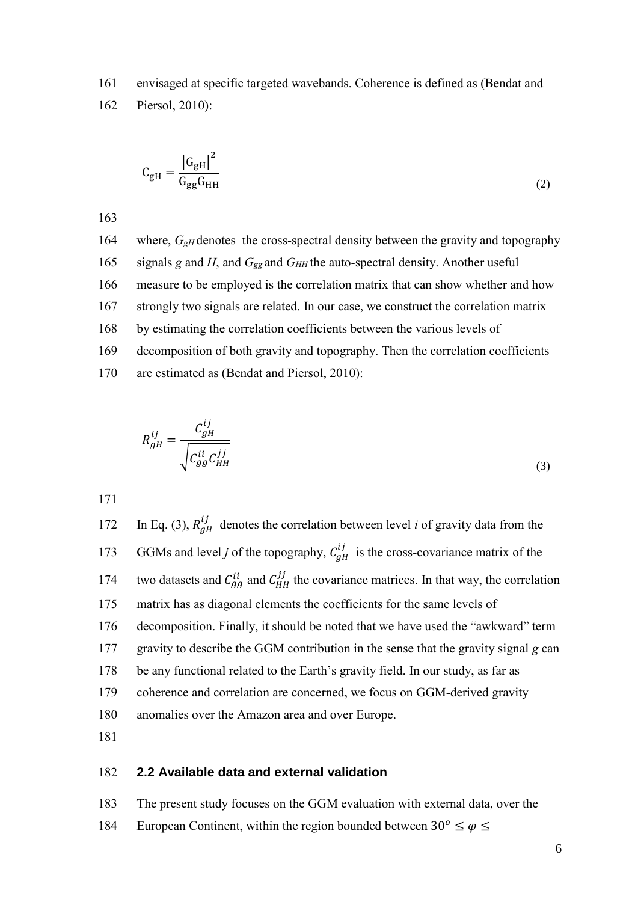envisaged at specific targeted wavebands. Coherence is defined as (Bendat and Piersol, 2010):

$$
\mathrm{C_{gH}} = \frac{\left|\mathrm{G_{gH}}\right|^2}{\mathrm{G_{gg}G_{HH}}} \tag{2}
$$

where, $G_{gH}$ denotes the cross-spectral density between the gravity and topography signals $g$ and $H$, and $G_{gg}$ and $G_{HH}$ the auto-spectral density. Another useful measure to be employed is the correlation matrix that can show whether and how strongly two signals are related. In our case, we construct the correlation matrix by estimating the correlation coefficients between the various levels of decomposition of both gravity and topography. Then the correlation coefficients are estimated as (Bendat and Piersol, 2010):

$$
R_{gH}^{ij} = \frac{C_{gH}^{ij}}{\sqrt{C_{gg}^{ii} C_{HH}^{jj}}} \tag{3}
$$

In Eq. (3), $R_{gH}^{ij}$ denotes the correlation between level $i$ of gravity data from the GGMs and level $j$ of the topography, $C_{gH}^{ij}$ is the cross-covariance matrix of the two datasets and $C_{gg}^{ii}$ and $C_{HH}^{jj}$ the covariance matrices. In that way, the correlation matrix has as diagonal elements the coefficients for the same levels of decomposition. Finally, it should be noted that we have used the "awkward" term gravity to describe the GGM contribution in the sense that the gravity signal $g$ can be any functional related to the Earth's gravity field. In our study, as far as coherence and correlation are concerned, we focus on GGM-derived gravity anomalies over the Amazon area and over Europe.

## 2.2 Available data and external validation

The present study focuses on the GGM evaluation with external data, over the European Continent, within the region bounded between $30^o \leq \varphi \leq$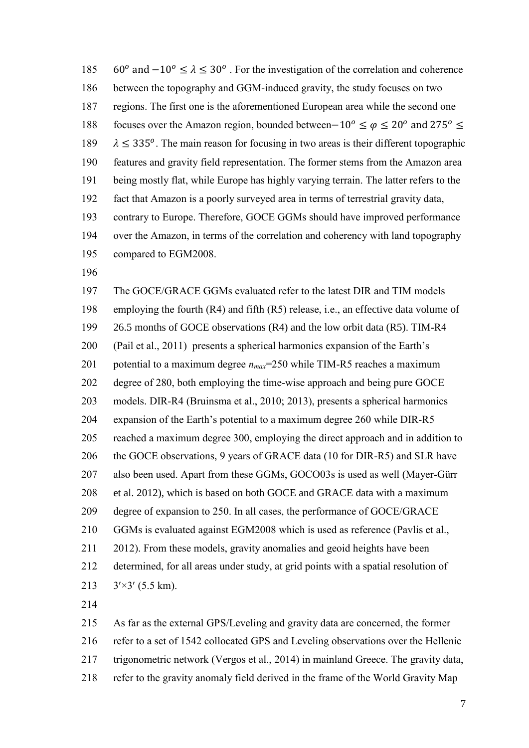$60^o$ and $-10^o \leq \lambda \leq 30^o$ . For the investigation of the correlation and coherence between the topography and GGM-induced gravity, the study focuses on two regions. The first one is the aforementioned European area while the second one focuses over the Amazon region, bounded between $-10^o \leq \varphi \leq 20^o$ and $275^o \leq \lambda \leq 335^o$. The main reason for focusing in two areas is their different topographic features and gravity field representation. The former stems from the Amazon area being mostly flat, while Europe has highly varying terrain. The latter refers to the fact that Amazon is a poorly surveyed area in terms of terrestrial gravity data, contrary to Europe. Therefore, GOCE GGMs should have improved performance over the Amazon, in terms of the correlation and coherency with land topography compared to EGM2008.

The GOCE/GRACE GGMs evaluated refer to the latest DIR and TIM models employing the fourth (R4) and fifth (R5) release, i.e., an effective data volume of 26.5 months of GOCE observations (R4) and the low orbit data (R5). TIM-R4 (Pail et al., 2011) presents a spherical harmonics expansion of the Earth's potential to a maximum degree $n_{max}$=250 while TIM-R5 reaches a maximum degree of 280, both employing the time-wise approach and being pure GOCE models. DIR-R4 (Bruinsma et al., 2010; 2013), presents a spherical harmonics expansion of the Earth's potential to a maximum degree 260 while DIR-R5 reached a maximum degree 300, employing the direct approach and in addition to the GOCE observations, 9 years of GRACE data (10 for DIR-R5) and SLR have also been used. Apart from these GGMs, GOCO03s is used as well (Mayer-Gürr et al. 2012), which is based on both GOCE and GRACE data with a maximum degree of expansion to 250. In all cases, the performance of GOCE/GRACE GGMs is evaluated against EGM2008 which is used as reference (Pavlis et al., 2012). From these models, gravity anomalies and geoid heights have been determined, for all areas under study, at grid points with a spatial resolution of 3′×3′ (5.5 km).

As far as the external GPS/Leveling and gravity data are concerned, the former refer to a set of 1542 collocated GPS and Leveling observations over the Hellenic trigonometric network (Vergos et al., 2014) in mainland Greece. The gravity data, refer to the gravity anomaly field derived in the frame of the World Gravity Map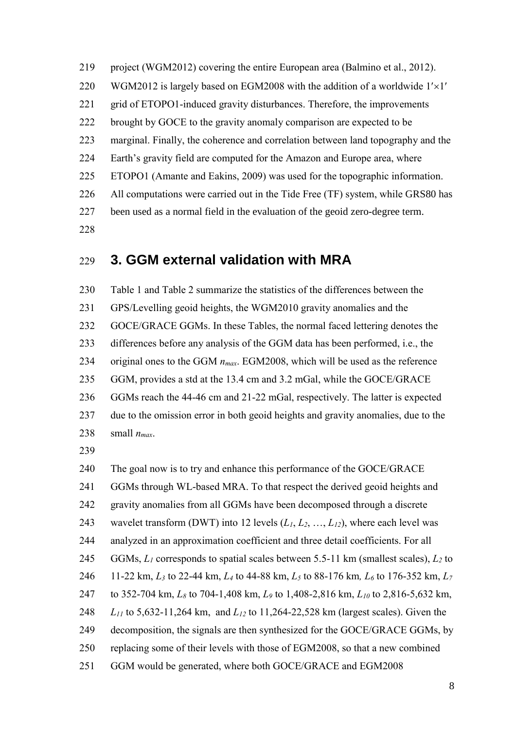project (WGM2012) covering the entire European area (Balmino et al., 2012). WGM2012 is largely based on EGM2008 with the addition of a worldwide 1′×1′ grid of ETOPO1-induced gravity disturbances. Therefore, the improvements brought by GOCE to the gravity anomaly comparison are expected to be marginal. Finally, the coherence and correlation between land topography and the Earth's gravity field are computed for the Amazon and Europe area, where ETOPO1 (Amante and Eakins, 2009) was used for the topographic information. All computations were carried out in the Tide Free (TF) system, while GRS80 has been used as a normal field in the evaluation of the geoid zero-degree term.

## 3. GGM external validation with MRA

Table 1 and Table 2 summarize the statistics of the differences between the GPS/Levelling geoid heights, the WGM2010 gravity anomalies and the GOCE/GRACE GGMs. In these Tables, the normal faced lettering denotes the differences before any analysis of the GGM data has been performed, i.e., the original ones to the GGM $n_{max}$. EGM2008, which will be used as the reference GGM, provides a std at the 13.4 cm and 3.2 mGal, while the GOCE/GRACE GGMs reach the 44-46 cm and 21-22 mGal, respectively. The latter is expected due to the omission error in both geoid heights and gravity anomalies, due to the small $n_{max}$.

The goal now is to try and enhance this performance of the GOCE/GRACE GGMs through WL-based MRA. To that respect the derived geoid heights and gravity anomalies from all GGMs have been decomposed through a discrete wavelet transform (DWT) into 12 levels ($L_1$, $L_2$, …, $L_{12}$), where each level was analyzed in an approximation coefficient and three detail coefficients. For all GGMs, $L_1$ corresponds to spatial scales between 5.5-11 km (smallest scales), $L_2$ to 11-22 km, $L_3$ to 22-44 km, $L_4$ to 44-88 km, $L_5$ to 88-176 km, $L_6$ to 176-352 km, $L_7$ to 352-704 km, $L_8$ to 704-1,408 km, $L_9$ to 1,408-2,816 km, $L_{10}$ to 2,816-5,632 km, $L_{11}$ to 5,632-11,264 km, and $L_{12}$ to 11,264-22,528 km (largest scales). Given the decomposition, the signals are then synthesized for the GOCE/GRACE GGMs, by replacing some of their levels with those of EGM2008, so that a new combined GGM would be generated, where both GOCE/GRACE and EGM2008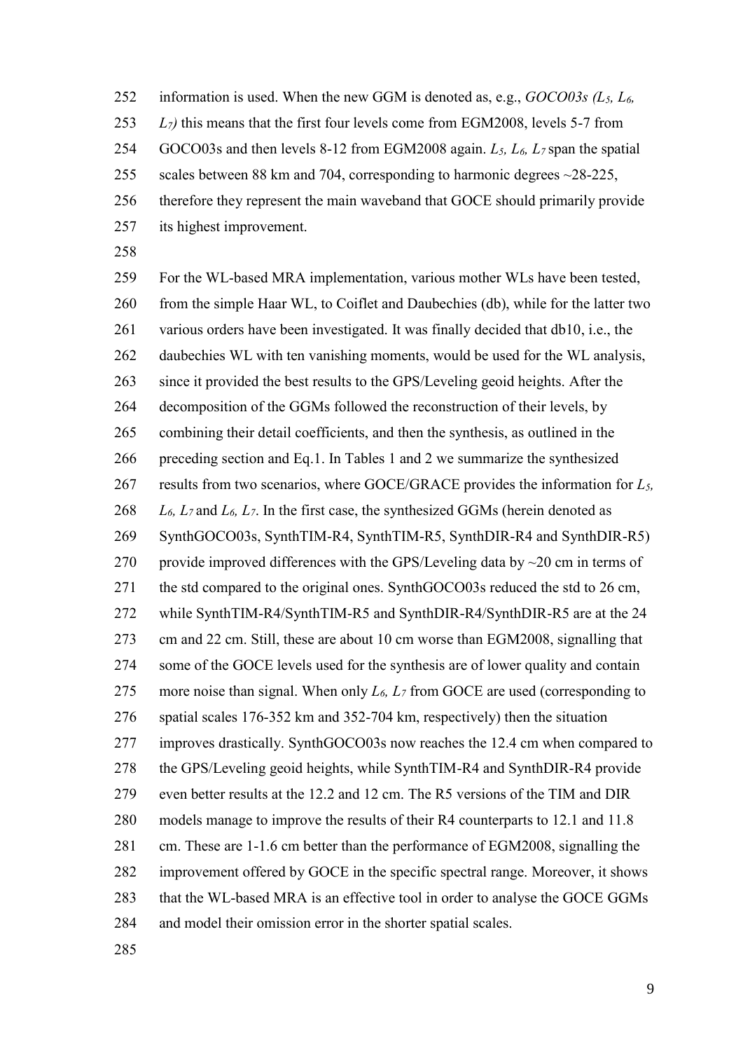information is used. When the new GGM is denoted as, e.g., *GOCO03s ($L_5$, $L_6$, $L_7$)* this means that the first four levels come from EGM2008, levels 5-7 from GOCO03s and then levels 8-12 from EGM2008 again. $L_5$, $L_6$, $L_7$ span the spatial scales between 88 km and 704, corresponding to harmonic degrees ~28-225, therefore they represent the main waveband that GOCE should primarily provide its highest improvement.

For the WL-based MRA implementation, various mother WLs have been tested, from the simple Haar WL, to Coiflet and Daubechies (db), while for the latter two various orders have been investigated. It was finally decided that db10, i.e., the daubechies WL with ten vanishing moments, would be used for the WL analysis, since it provided the best results to the GPS/Leveling geoid heights. After the decomposition of the GGMs followed the reconstruction of their levels, by combining their detail coefficients, and then the synthesis, as outlined in the preceding section and Eq.1. In Tables 1 and 2 we summarize the synthesized results from two scenarios, where GOCE/GRACE provides the information for $L_5$, $L_6$, $L_7$ and $L_6$, $L_7$. In the first case, the synthesized GGMs (herein denoted as SynthGOCO03s, SynthTIM-R4, SynthTIM-R5, SynthDIR-R4 and SynthDIR-R5) provide improved differences with the GPS/Leveling data by ~20 cm in terms of the std compared to the original ones. SynthGOCO03s reduced the std to 26 cm, while SynthTIM-R4/SynthTIM-R5 and SynthDIR-R4/SynthDIR-R5 are at the 24 cm and 22 cm. Still, these are about 10 cm worse than EGM2008, signalling that some of the GOCE levels used for the synthesis are of lower quality and contain more noise than signal. When only $L_6$, $L_7$ from GOCE are used (corresponding to spatial scales 176-352 km and 352-704 km, respectively) then the situation improves drastically. SynthGOCO03s now reaches the 12.4 cm when compared to the GPS/Leveling geoid heights, while SynthTIM-R4 and SynthDIR-R4 provide even better results at the 12.2 and 12 cm. The R5 versions of the TIM and DIR models manage to improve the results of their R4 counterparts to 12.1 and 11.8 cm. These are 1-1.6 cm better than the performance of EGM2008, signalling the improvement offered by GOCE in the specific spectral range. Moreover, it shows that the WL-based MRA is an effective tool in order to analyse the GOCE GGMs and model their omission error in the shorter spatial scales.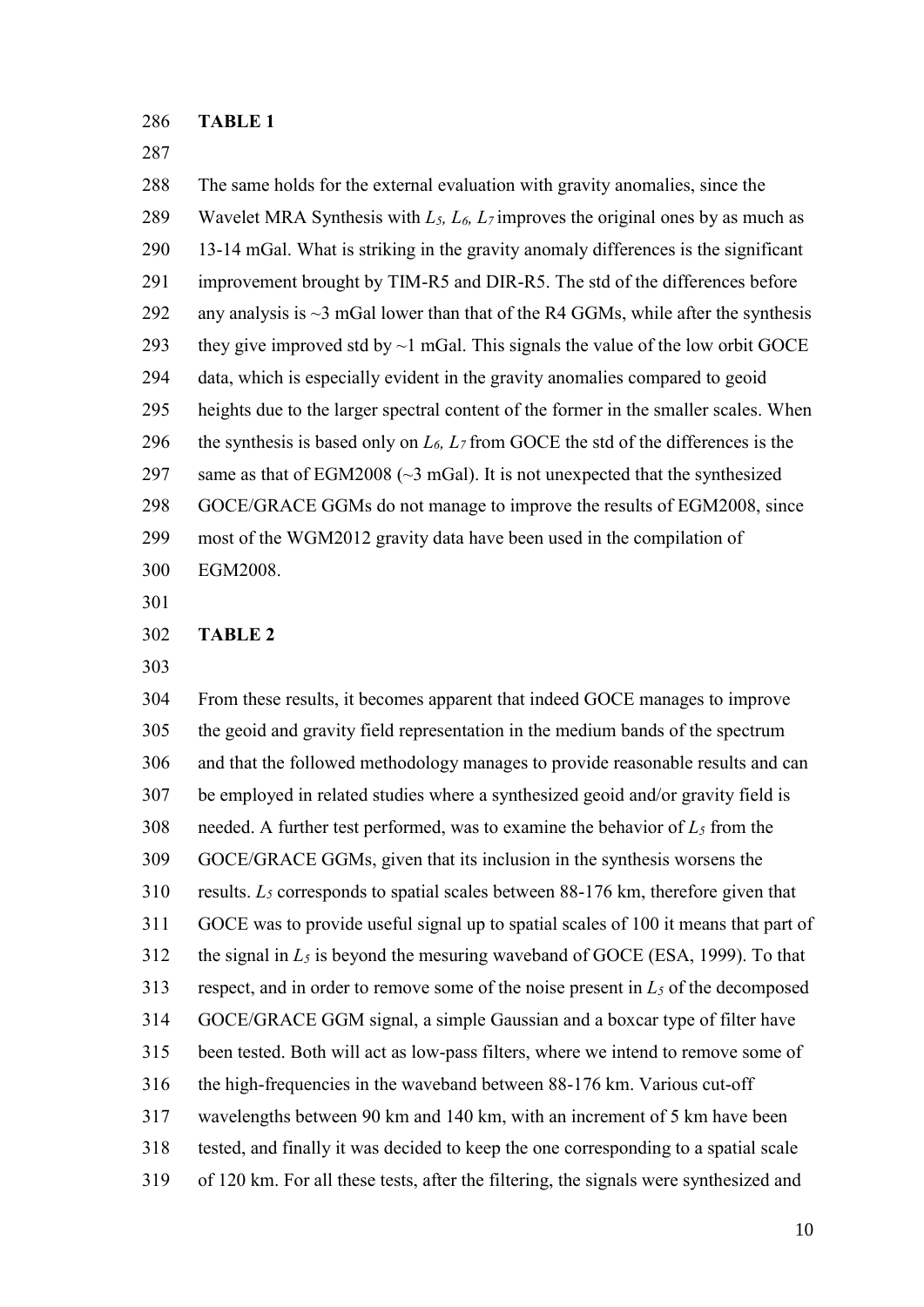**TABLE 1**

The same holds for the external evaluation with gravity anomalies, since the Wavelet MRA Synthesis with $L_5$, $L_6$, $L_7$ improves the original ones by as much as 13-14 mGal. What is striking in the gravity anomaly differences is the significant improvement brought by TIM-R5 and DIR-R5. The std of the differences before any analysis is ~3 mGal lower than that of the R4 GGMs, while after the synthesis they give improved std by ~1 mGal. This signals the value of the low orbit GOCE data, which is especially evident in the gravity anomalies compared to geoid heights due to the larger spectral content of the former in the smaller scales. When the synthesis is based only on $L_6$, $L_7$ from GOCE the std of the differences is the same as that of EGM2008 (~3 mGal). It is not unexpected that the synthesized GOCE/GRACE GGMs do not manage to improve the results of EGM2008, since most of the WGM2012 gravity data have been used in the compilation of EGM2008.

**TABLE 2**

From these results, it becomes apparent that indeed GOCE manages to improve the geoid and gravity field representation in the medium bands of the spectrum and that the followed methodology manages to provide reasonable results and can be employed in related studies where a synthesized geoid and/or gravity field is needed. A further test performed, was to examine the behavior of $L_5$ from the GOCE/GRACE GGMs, given that its inclusion in the synthesis worsens the results. $L_5$ corresponds to spatial scales between 88-176 km, therefore given that GOCE was to provide useful signal up to spatial scales of 100 it means that part of the signal in $L_5$ is beyond the mesuring waveband of GOCE (ESA, 1999). To that respect, and in order to remove some of the noise present in $L_5$ of the decomposed GOCE/GRACE GGM signal, a simple Gaussian and a boxcar type of filter have been tested. Both will act as low-pass filters, where we intend to remove some of the high-frequencies in the waveband between 88-176 km. Various cut-off wavelengths between 90 km and 140 km, with an increment of 5 km have been tested, and finally it was decided to keep the one corresponding to a spatial scale of 120 km. For all these tests, after the filtering, the signals were synthesized and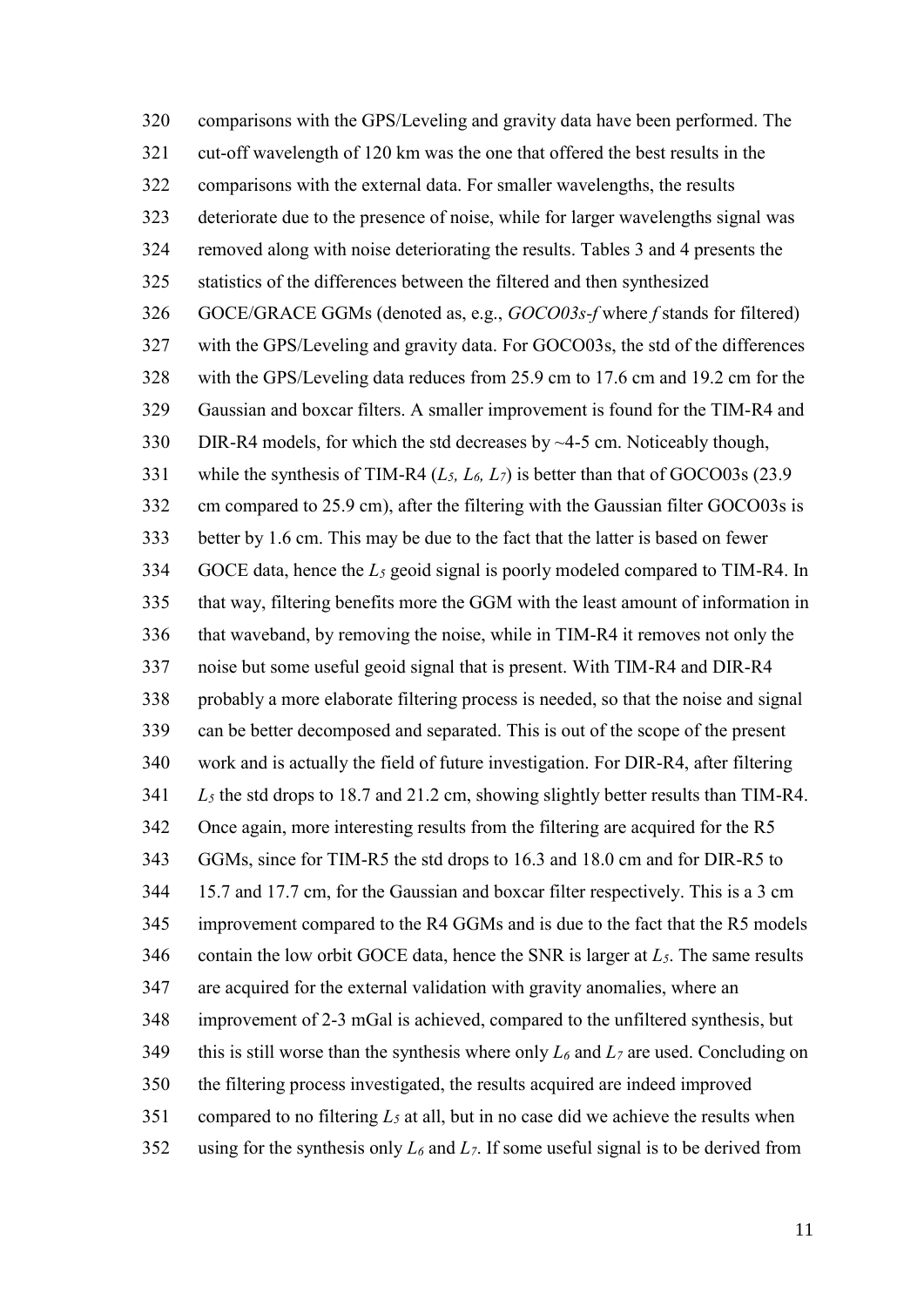comparisons with the GPS/Leveling and gravity data have been performed. The cut-off wavelength of 120 km was the one that offered the best results in the comparisons with the external data. For smaller wavelengths, the results deteriorate due to the presence of noise, while for larger wavelengths signal was removed along with noise deteriorating the results. Tables 3 and 4 presents the statistics of the differences between the filtered and then synthesized GOCE/GRACE GGMs (denoted as, e.g., *GOCO03s-f* where *f* stands for filtered) with the GPS/Leveling and gravity data. For GOCO03s, the std of the differences with the GPS/Leveling data reduces from 25.9 cm to 17.6 cm and 19.2 cm for the Gaussian and boxcar filters. A smaller improvement is found for the TIM-R4 and DIR-R4 models, for which the std decreases by ~4-5 cm. Noticeably though, while the synthesis of TIM-R4 ($L_5$, $L_6$, $L_7$) is better than that of GOCO03s (23.9 cm compared to 25.9 cm), after the filtering with the Gaussian filter GOCO03s is better by 1.6 cm. This may be due to the fact that the latter is based on fewer GOCE data, hence the $L_5$ geoid signal is poorly modeled compared to TIM-R4. In that way, filtering benefits more the GGM with the least amount of information in that waveband, by removing the noise, while in TIM-R4 it removes not only the noise but some useful geoid signal that is present. With TIM-R4 and DIR-R4 probably a more elaborate filtering process is needed, so that the noise and signal can be better decomposed and separated. This is out of the scope of the present work and is actually the field of future investigation. For DIR-R4, after filtering $L_5$ the std drops to 18.7 and 21.2 cm, showing slightly better results than TIM-R4. Once again, more interesting results from the filtering are acquired for the R5 GGMs, since for TIM-R5 the std drops to 16.3 and 18.0 cm and for DIR-R5 to 15.7 and 17.7 cm, for the Gaussian and boxcar filter respectively. This is a 3 cm improvement compared to the R4 GGMs and is due to the fact that the R5 models contain the low orbit GOCE data, hence the SNR is larger at $L_5$. The same results are acquired for the external validation with gravity anomalies, where an improvement of 2-3 mGal is achieved, compared to the unfiltered synthesis, but this is still worse than the synthesis where only $L_6$ and $L_7$ are used. Concluding on the filtering process investigated, the results acquired are indeed improved compared to no filtering $L_5$ at all, but in no case did we achieve the results when using for the synthesis only $L_6$ and $L_7$. If some useful signal is to be derived from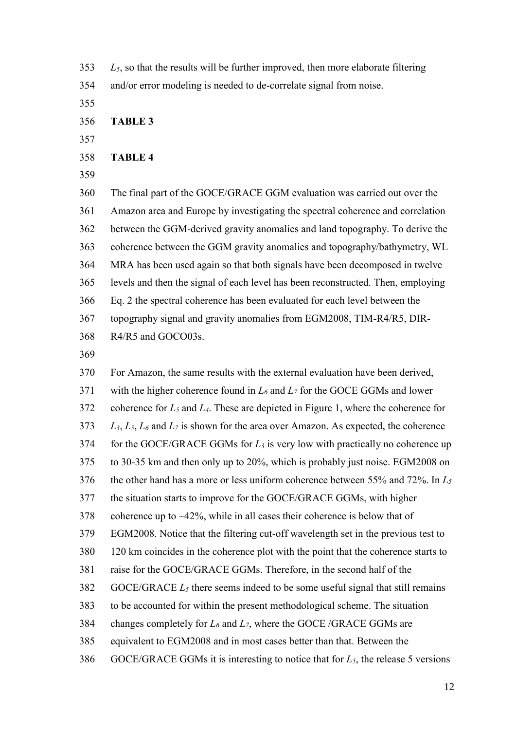$L_5$, so that the results will be further improved, then more elaborate filtering and/or error modeling is needed to de-correlate signal from noise.

**TABLE 3**

**TABLE 4**

The final part of the GOCE/GRACE GGM evaluation was carried out over the Amazon area and Europe by investigating the spectral coherence and correlation between the GGM-derived gravity anomalies and land topography. To derive the coherence between the GGM gravity anomalies and topography/bathymetry, WL MRA has been used again so that both signals have been decomposed in twelve levels and then the signal of each level has been reconstructed. Then, employing Eq. 2 the spectral coherence has been evaluated for each level between the topography signal and gravity anomalies from EGM2008, TIM-R4/R5, DIR-R4/R5 and GOCO03s.

For Amazon, the same results with the external evaluation have been derived, with the higher coherence found in $L_6$ and $L_7$ for the GOCE GGMs and lower coherence for $L_5$ and $L_4$. These are depicted in Figure 1, where the coherence for $L_3$, $L_5$, $L_6$ and $L_7$ is shown for the area over Amazon. As expected, the coherence for the GOCE/GRACE GGMs for $L_3$ is very low with practically no coherence up to 30-35 km and then only up to 20%, which is probably just noise. EGM2008 on the other hand has a more or less uniform coherence between 55% and 72%. In $L_5$ the situation starts to improve for the GOCE/GRACE GGMs, with higher coherence up to ~42%, while in all cases their coherence is below that of EGM2008. Notice that the filtering cut-off wavelength set in the previous test to 120 km coincides in the coherence plot with the point that the coherence starts to raise for the GOCE/GRACE GGMs. Therefore, in the second half of the GOCE/GRACE $L_5$ there seems indeed to be some useful signal that still remains to be accounted for within the present methodological scheme. The situation changes completely for $L_6$ and $L_7$, where the GOCE /GRACE GGMs are equivalent to EGM2008 and in most cases better than that. Between the GOCE/GRACE GGMs it is interesting to notice that for $L_5$, the release 5 versions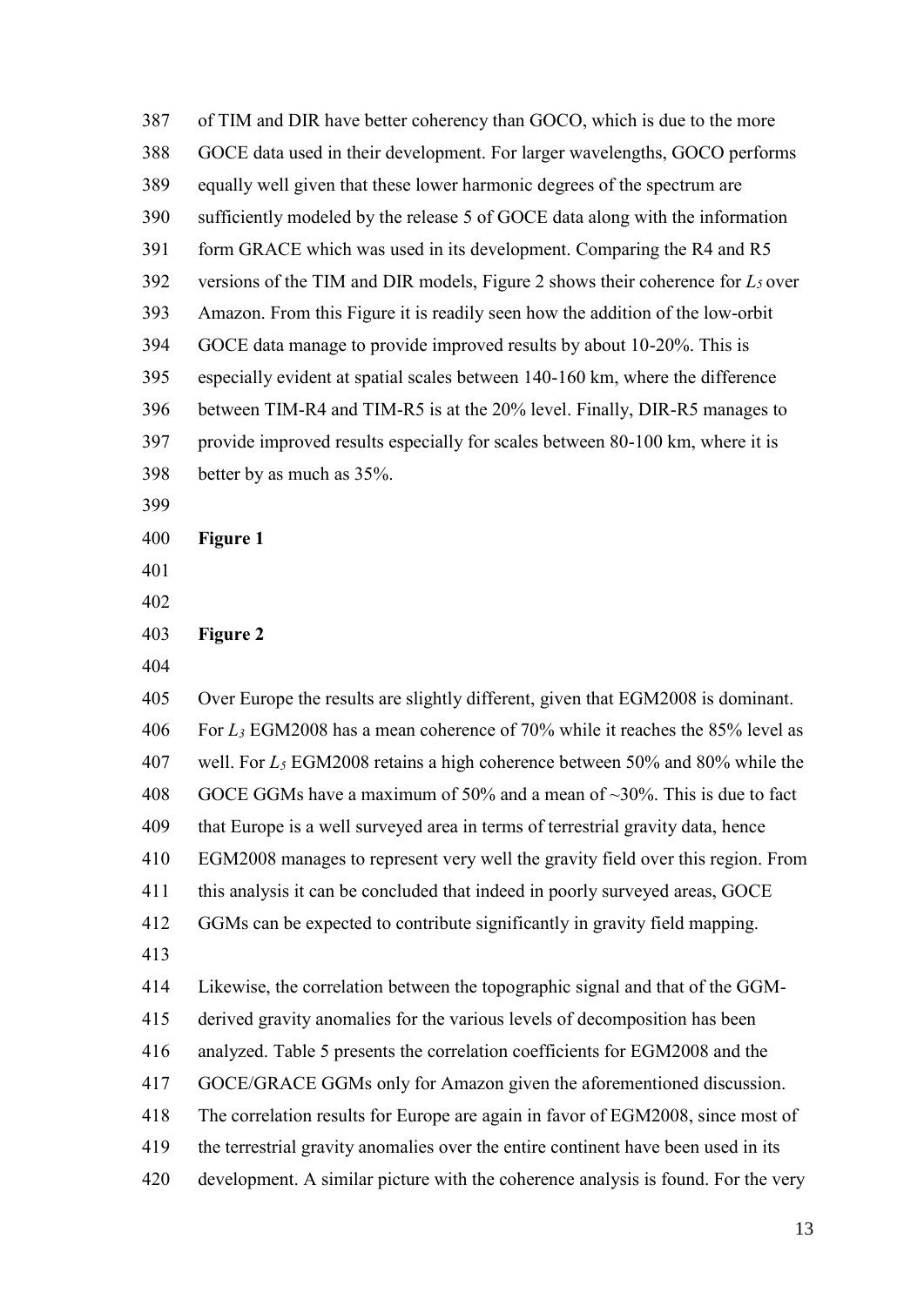of TIM and DIR have better coherency than GOCO, which is due to the more GOCE data used in their development. For larger wavelengths, GOCO performs equally well given that these lower harmonic degrees of the spectrum are sufficiently modeled by the release 5 of GOCE data along with the information form GRACE which was used in its development. Comparing the R4 and R5 versions of the TIM and DIR models, Figure 2 shows their coherence for $L_5$ over Amazon. From this Figure it is readily seen how the addition of the low-orbit GOCE data manage to provide improved results by about 10-20%. This is especially evident at spatial scales between 140-160 km, where the difference between TIM-R4 and TIM-R5 is at the 20% level. Finally, DIR-R5 manages to provide improved results especially for scales between 80-100 km, where it is better by as much as 35%.

**Figure 1**

**Figure 2**

Over Europe the results are slightly different, given that EGM2008 is dominant. For $L_3$ EGM2008 has a mean coherence of 70% while it reaches the 85% level as well. For $L_5$ EGM2008 retains a high coherence between 50% and 80% while the GOCE GGMs have a maximum of 50% and a mean of ~30%. This is due to fact that Europe is a well surveyed area in terms of terrestrial gravity data, hence EGM2008 manages to represent very well the gravity field over this region. From this analysis it can be concluded that indeed in poorly surveyed areas, GOCE GGMs can be expected to contribute significantly in gravity field mapping.

Likewise, the correlation between the topographic signal and that of the GGM-derived gravity anomalies for the various levels of decomposition has been analyzed. Table 5 presents the correlation coefficients for EGM2008 and the GOCE/GRACE GGMs only for Amazon given the aforementioned discussion. The correlation results for Europe are again in favor of EGM2008, since most of the terrestrial gravity anomalies over the entire continent have been used in its development. A similar picture with the coherence analysis is found. For the very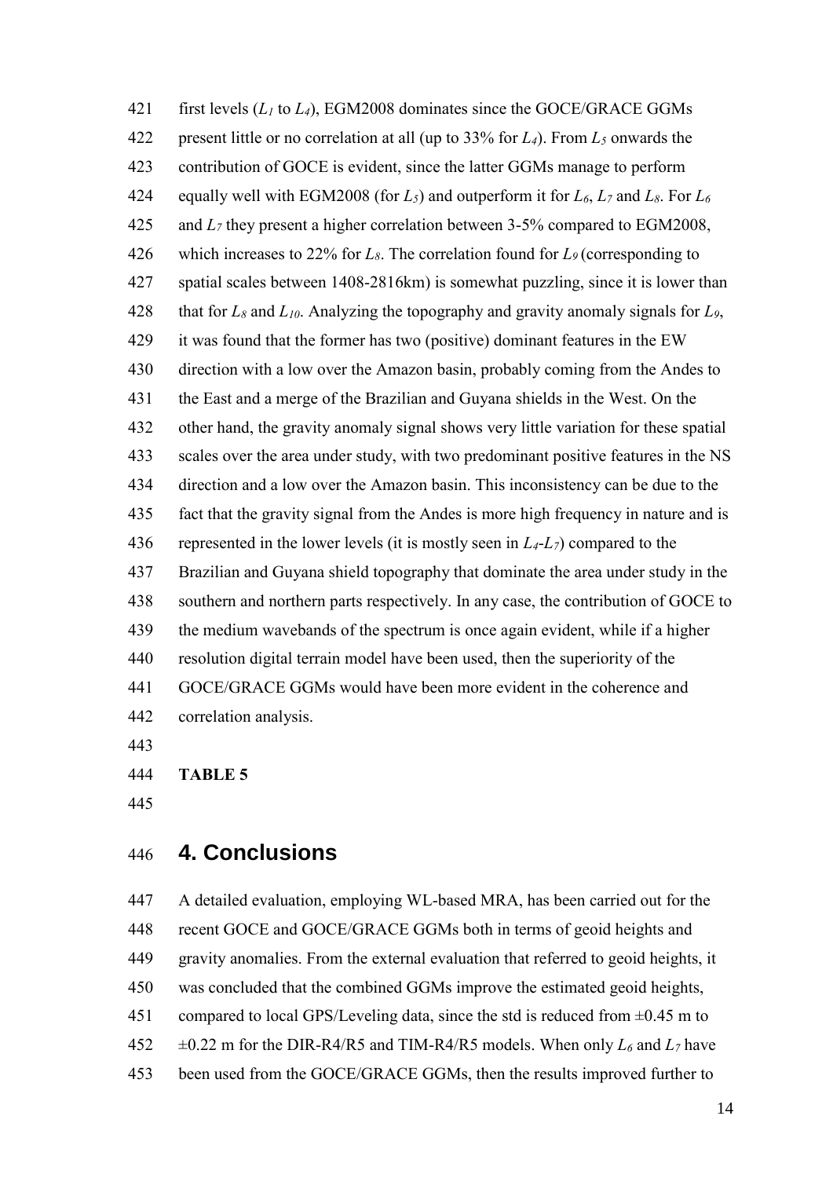first levels ($L_1$ to $L_4$), EGM2008 dominates since the GOCE/GRACE GGMs present little or no correlation at all (up to 33% for $L_4$). From $L_5$ onwards the contribution of GOCE is evident, since the latter GGMs manage to perform equally well with EGM2008 (for $L_5$) and outperform it for $L_6$, $L_7$ and $L_8$. For $L_6$ and $L_7$ they present a higher correlation between 3-5% compared to EGM2008, which increases to 22% for $L_8$. The correlation found for $L_9$ (corresponding to spatial scales between 1408-2816km) is somewhat puzzling, since it is lower than that for $L_8$ and $L_{10}$. Analyzing the topography and gravity anomaly signals for $L_9$, it was found that the former has two (positive) dominant features in the EW direction with a low over the Amazon basin, probably coming from the Andes to the East and a merge of the Brazilian and Guyana shields in the West. On the other hand, the gravity anomaly signal shows very little variation for these spatial scales over the area under study, with two predominant positive features in the NS direction and a low over the Amazon basin. This inconsistency can be due to the fact that the gravity signal from the Andes is more high frequency in nature and is represented in the lower levels (it is mostly seen in $L_4$-$L_7$) compared to the Brazilian and Guyana shield topography that dominate the area under study in the southern and northern parts respectively. In any case, the contribution of GOCE to the medium wavebands of the spectrum is once again evident, while if a higher resolution digital terrain model have been used, then the superiority of the GOCE/GRACE GGMs would have been more evident in the coherence and correlation analysis.

**TABLE 5**

## 4. Conclusions

A detailed evaluation, employing WL-based MRA, has been carried out for the recent GOCE and GOCE/GRACE GGMs both in terms of geoid heights and gravity anomalies. From the external evaluation that referred to geoid heights, it was concluded that the combined GGMs improve the estimated geoid heights, compared to local GPS/Leveling data, since the std is reduced from ±0.45 m to ±0.22 m for the DIR-R4/R5 and TIM-R4/R5 models. When only $L_6$ and $L_7$ have been used from the GOCE/GRACE GGMs, then the results improved further to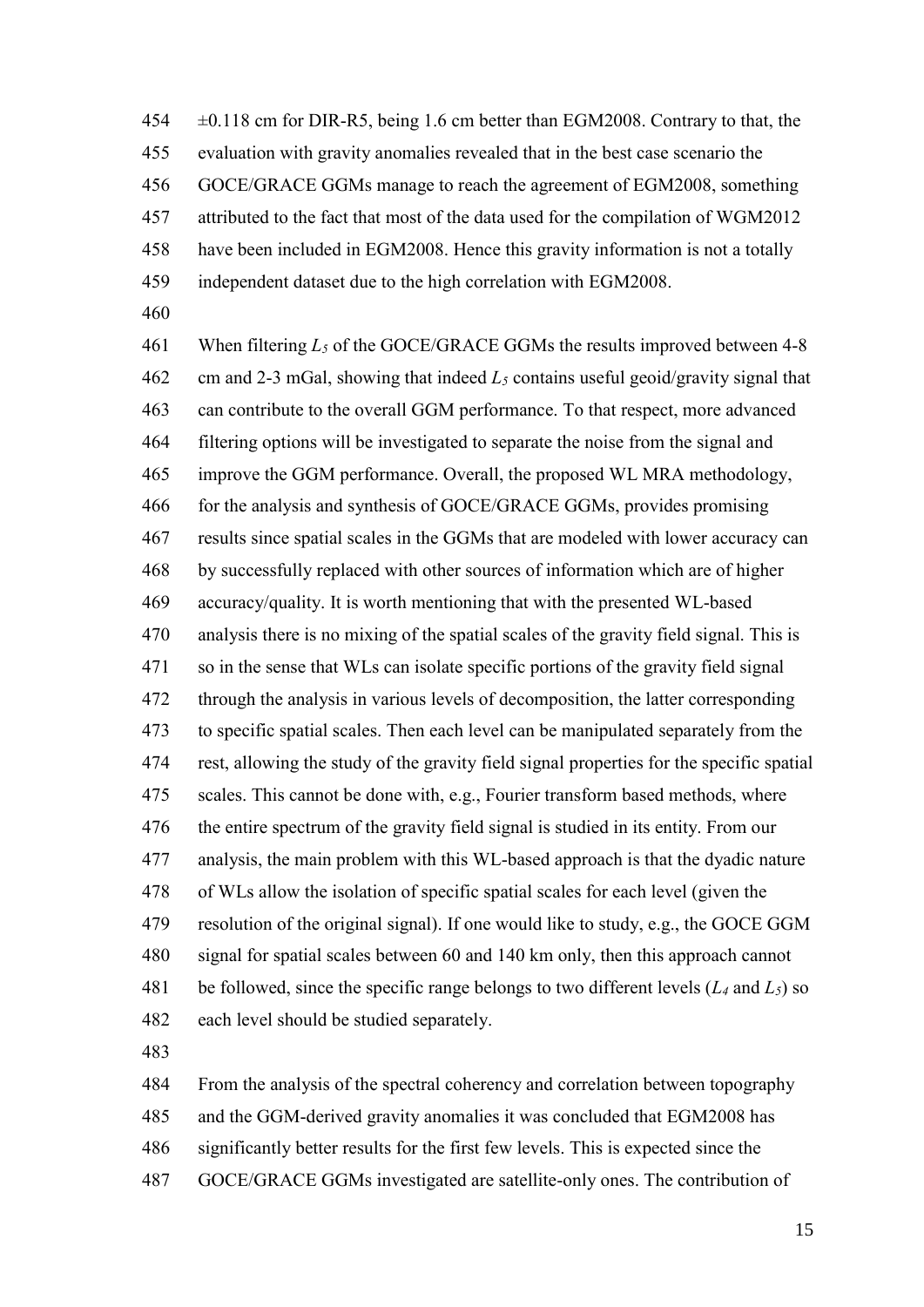±0.118 cm for DIR-R5, being 1.6 cm better than EGM2008. Contrary to that, the evaluation with gravity anomalies revealed that in the best case scenario the GOCE/GRACE GGMs manage to reach the agreement of EGM2008, something attributed to the fact that most of the data used for the compilation of WGM2012 have been included in EGM2008. Hence this gravity information is not a totally independent dataset due to the high correlation with EGM2008.

When filtering $L_5$ of the GOCE/GRACE GGMs the results improved between 4-8 cm and 2-3 mGal, showing that indeed $L_5$ contains useful geoid/gravity signal that can contribute to the overall GGM performance. To that respect, more advanced filtering options will be investigated to separate the noise from the signal and improve the GGM performance. Overall, the proposed WL MRA methodology, for the analysis and synthesis of GOCE/GRACE GGMs, provides promising results since spatial scales in the GGMs that are modeled with lower accuracy can by successfully replaced with other sources of information which are of higher accuracy/quality. It is worth mentioning that with the presented WL-based analysis there is no mixing of the spatial scales of the gravity field signal. This is so in the sense that WLs can isolate specific portions of the gravity field signal through the analysis in various levels of decomposition, the latter corresponding to specific spatial scales. Then each level can be manipulated separately from the rest, allowing the study of the gravity field signal properties for the specific spatial scales. This cannot be done with, e.g., Fourier transform based methods, where the entire spectrum of the gravity field signal is studied in its entity. From our analysis, the main problem with this WL-based approach is that the dyadic nature of WLs allow the isolation of specific spatial scales for each level (given the resolution of the original signal). If one would like to study, e.g., the GOCE GGM signal for spatial scales between 60 and 140 km only, then this approach cannot be followed, since the specific range belongs to two different levels ($L_4$ and $L_5$) so each level should be studied separately.

From the analysis of the spectral coherency and correlation between topography and the GGM-derived gravity anomalies it was concluded that EGM2008 has significantly better results for the first few levels. This is expected since the GOCE/GRACE GGMs investigated are satellite-only ones. The contribution of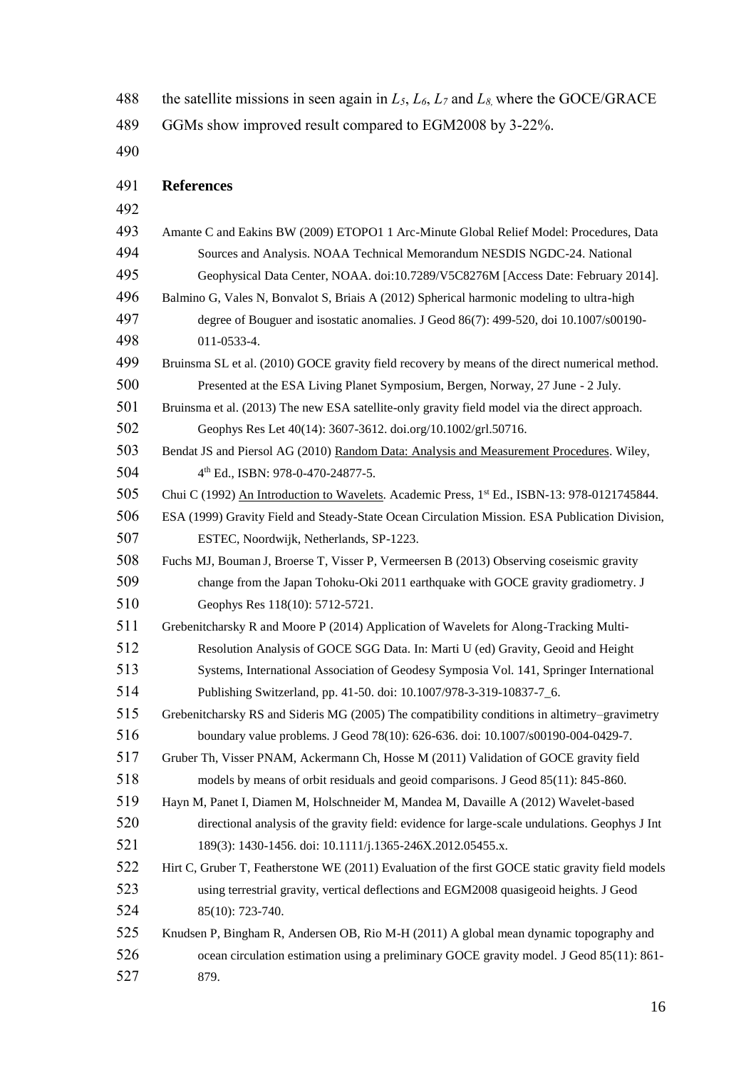the satellite missions in seen again in $L_5$, $L_6$, $L_7$ and $L_8$, where the GOCE/GRACE GGMs show improved result compared to EGM2008 by 3-22%.

## References

Amante C and Eakins BW (2009) ETOPO1 1 Arc-Minute Global Relief Model: Procedures, Data Sources and Analysis. NOAA Technical Memorandum NESDIS NGDC-24. National Geophysical Data Center, NOAA. doi:10.7289/V5C8276M [Access Date: February 2014].

Balmino G, Vales N, Bonvalot S, Briais A (2012) Spherical harmonic modeling to ultra-high degree of Bouguer and isostatic anomalies. J Geod 86(7): 499-520, doi 10.1007/s00190-011-0533-4.

Bruinsma SL et al. (2010) GOCE gravity field recovery by means of the direct numerical method. Presented at the ESA Living Planet Symposium, Bergen, Norway, 27 June - 2 July.

Bruinsma et al. (2013) The new ESA satellite-only gravity field model via the direct approach. Geophys Res Let 40(14): 3607-3612. doi.org/10.1002/grl.50716.

Bendat JS and Piersol AG (2010) Random Data: Analysis and Measurement Procedures. Wiley, 4th Ed., ISBN: 978-0-470-24877-5.

Chui C (1992) An Introduction to Wavelets. Academic Press, 1st Ed., ISBN-13: 978-0121745844.

ESA (1999) Gravity Field and Steady-State Ocean Circulation Mission. ESA Publication Division, ESTEC, Noordwijk, Netherlands, SP-1223.

Fuchs MJ, Bouman J, Broerse T, Visser P, Vermeersen B (2013) Observing coseismic gravity change from the Japan Tohoku-Oki 2011 earthquake with GOCE gravity gradiometry. J Geophys Res 118(10): 5712-5721.

Grebenitcharsky R and Moore P (2014) Application of Wavelets for Along-Tracking Multi-Resolution Analysis of GOCE SGG Data. In: Marti U (ed) Gravity, Geoid and Height Systems, International Association of Geodesy Symposia Vol. 141, Springer International Publishing Switzerland, pp. 41-50. doi: 10.1007/978-3-319-10837-7_6.

Grebenitcharsky RS and Sideris MG (2005) The compatibility conditions in altimetry–gravimetry boundary value problems. J Geod 78(10): 626-636. doi: 10.1007/s00190-004-0429-7.

Gruber Th, Visser PNAM, Ackermann Ch, Hosse M (2011) Validation of GOCE gravity field models by means of orbit residuals and geoid comparisons. J Geod 85(11): 845-860.

Hayn M, Panet I, Diamen M, Holschneider M, Mandea M, Davaille A (2012) Wavelet-based directional analysis of the gravity field: evidence for large-scale undulations. Geophys J Int 189(3): 1430-1456. doi: 10.1111/j.1365-246X.2012.05455.x.

Hirt C, Gruber T, Featherstone WE (2011) Evaluation of the first GOCE static gravity field models using terrestrial gravity, vertical deflections and EGM2008 quasigeoid heights. J Geod 85(10): 723-740.

Knudsen P, Bingham R, Andersen OB, Rio M-H (2011) A global mean dynamic topography and ocean circulation estimation using a preliminary GOCE gravity model. J Geod 85(11): 861-879.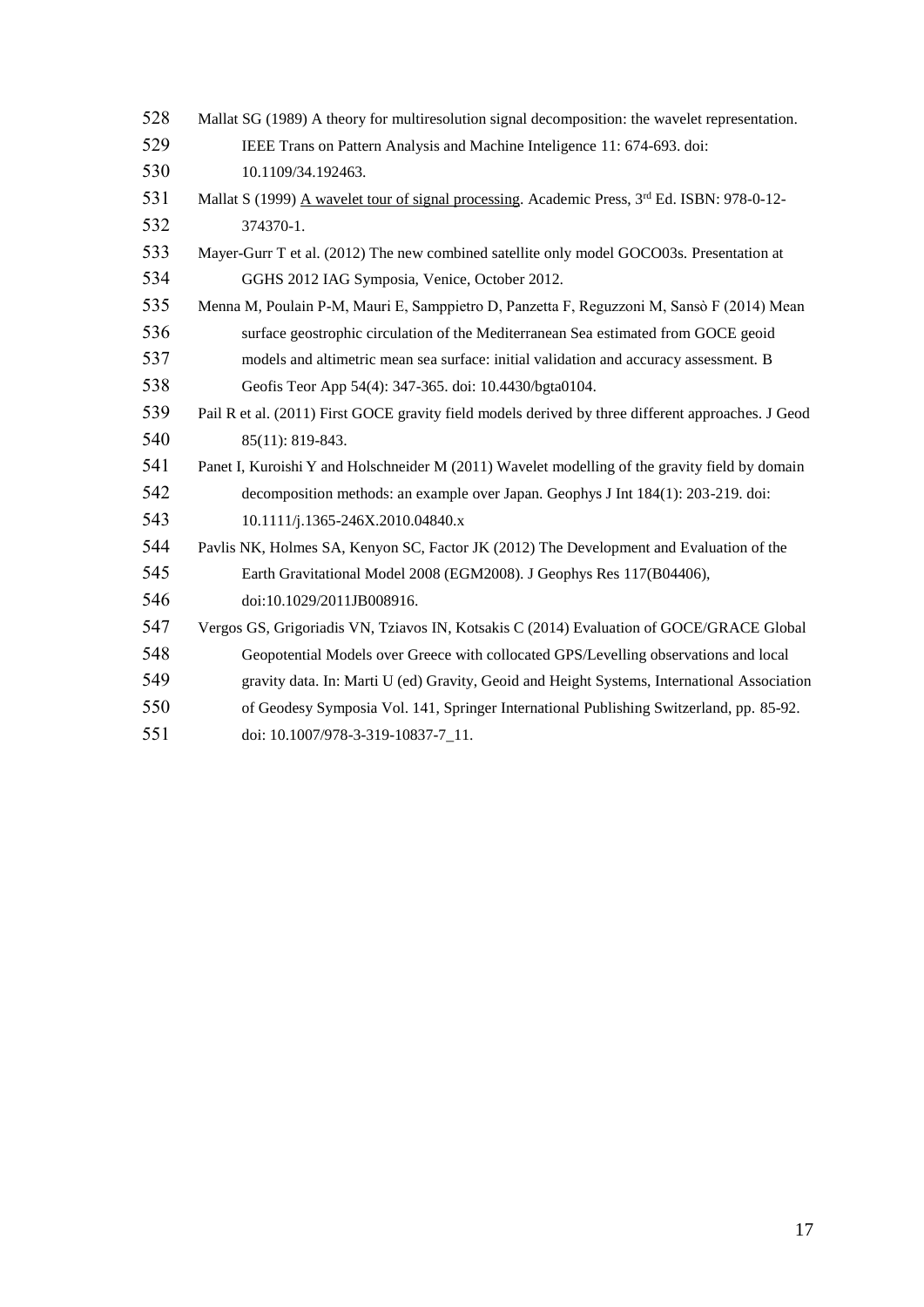Mallat SG (1989) A theory for multiresolution signal decomposition: the wavelet representation. IEEE Trans on Pattern Analysis and Machine Inteligence 11: 674-693. doi: 10.1109/34.192463.

Mallat S (1999) A wavelet tour of signal processing. Academic Press, 3rd Ed. ISBN: 978-0-12-374370-1.

Mayer-Gurr T et al. (2012) The new combined satellite only model GOCO03s. Presentation at GGHS 2012 IAG Symposia, Venice, October 2012.

Menna M, Poulain P-M, Mauri E, Samppietro D, Panzetta F, Reguzzoni M, Sansò F (2014) Mean surface geostrophic circulation of the Mediterranean Sea estimated from GOCE geoid models and altimetric mean sea surface: initial validation and accuracy assessment. B Geofis Teor App 54(4): 347-365. doi: 10.4430/bgta0104.

Pail R et al. (2011) First GOCE gravity field models derived by three different approaches. J Geod 85(11): 819-843.

Panet I, Kuroishi Y and Holschneider M (2011) Wavelet modelling of the gravity field by domain decomposition methods: an example over Japan. Geophys J Int 184(1): 203-219. doi: 10.1111/j.1365-246X.2010.04840.x

Pavlis NK, Holmes SA, Kenyon SC, Factor JK (2012) The Development and Evaluation of the Earth Gravitational Model 2008 (EGM2008). J Geophys Res 117(B04406), doi:10.1029/2011JB008916.

Vergos GS, Grigoriadis VN, Tziavos IN, Kotsakis C (2014) Evaluation of GOCE/GRACE Global Geopotential Models over Greece with collocated GPS/Levelling observations and local gravity data. In: Marti U (ed) Gravity, Geoid and Height Systems, International Association of Geodesy Symposia Vol. 141, Springer International Publishing Switzerland, pp. 85-92. doi: 10.1007/978-3-319-10837-7_11.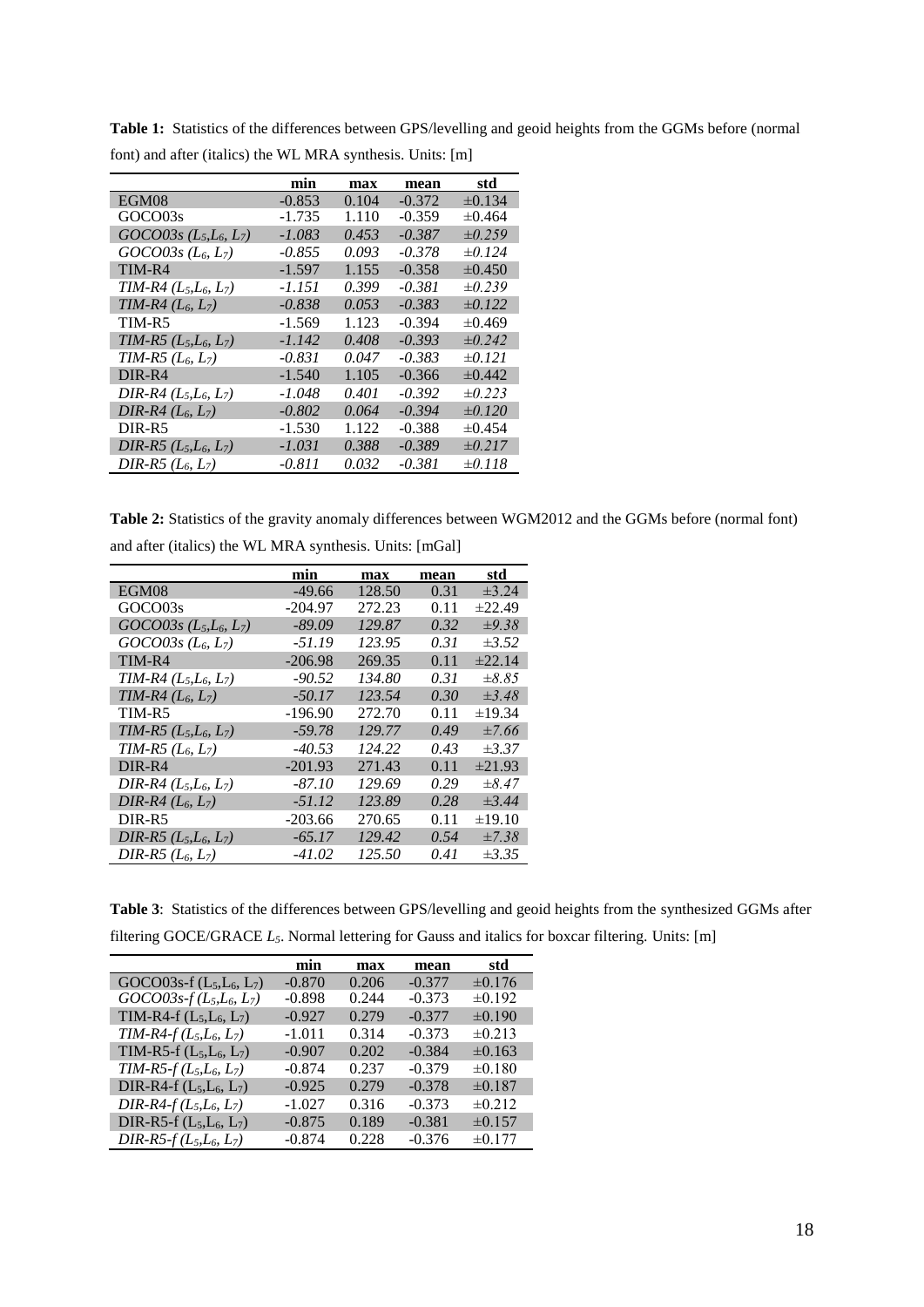**Table 1:** Statistics of the differences between GPS/levelling and geoid heights from the GGMs before (normal font) and after (italics) the WL MRA synthesis. Units: [m]

| | min | max | mean | std |
|---|---|---|---|---|
| EGM08 | -0.853 | 0.104 | -0.372 | ±0.134 |
| GOCO03s | -1.735 | 1.110 | -0.359 | ±0.464 |
| *GOCO03s ($L_5$,$L_6$, $L_7$)* | *-1.083* | *0.453* | *-0.387* | *±0.259* |
| *GOCO03s ($L_6$, $L_7$)* | *-0.855* | *0.093* | *-0.378* | *±0.124* |
| TIM-R4 | -1.597 | 1.155 | -0.358 | ±0.450 |
| *TIM-R4 ($L_5$,$L_6$, $L_7$)* | *-1.151* | *0.399* | *-0.381* | *±0.239* |
| *TIM-R4 ($L_6$, $L_7$)* | *-0.838* | *0.053* | *-0.383* | *±0.122* |
| TIM-R5 | -1.569 | 1.123 | -0.394 | ±0.469 |
| *TIM-R5 ($L_5$,$L_6$, $L_7$)* | *-1.142* | *0.408* | *-0.393* | *±0.242* |
| *TIM-R5 ($L_6$, $L_7$)* | *-0.831* | *0.047* | *-0.383* | *±0.121* |
| DIR-R4 | -1.540 | 1.105 | -0.366 | ±0.442 |
| *DIR-R4 ($L_5$,$L_6$, $L_7$)* | *-1.048* | *0.401* | *-0.392* | *±0.223* |
| *DIR-R4 ($L_6$, $L_7$)* | *-0.802* | *0.064* | *-0.394* | *±0.120* |
| DIR-R5 | -1.530 | 1.122 | -0.388 | ±0.454 |
| *DIR-R5 ($L_5$,$L_6$, $L_7$)* | *-1.031* | *0.388* | *-0.389* | *±0.217* |
| *DIR-R5 ($L_6$, $L_7$)* | *-0.811* | *0.032* | *-0.381* | *±0.118* |

**Table 2:** Statistics of the gravity anomaly differences between WGM2012 and the GGMs before (normal font) and after (italics) the WL MRA synthesis. Units: [mGal]

| | min | max | mean | std |
|---|---|---|---|---|
| EGM08 | -49.66 | 128.50 | 0.31 | ±3.24 |
| GOCO03s | -204.97 | 272.23 | 0.11 | ±22.49 |
| *GOCO03s ($L_5$,$L_6$, $L_7$)* | *-89.09* | *129.87* | *0.32* | *±9.38* |
| *GOCO03s ($L_6$, $L_7$)* | *-51.19* | *123.95* | *0.31* | *±3.52* |
| TIM-R4 | -206.98 | 269.35 | 0.11 | ±22.14 |
| *TIM-R4 ($L_5$,$L_6$, $L_7$)* | *-90.52* | *134.80* | *0.31* | *±8.85* |
| *TIM-R4 ($L_6$, $L_7$)* | *-50.17* | *123.54* | *0.30* | *±3.48* |
| TIM-R5 | -196.90 | 272.70 | 0.11 | ±19.34 |
| *TIM-R5 ($L_5$,$L_6$, $L_7$)* | *-59.78* | *129.77* | *0.49* | *±7.66* |
| *TIM-R5 ($L_6$, $L_7$)* | *-40.53* | *124.22* | *0.43* | *±3.37* |
| DIR-R4 | -201.93 | 271.43 | 0.11 | ±21.93 |
| *DIR-R4 ($L_5$,$L_6$, $L_7$)* | *-87.10* | *129.69* | *0.29* | *±8.47* |
| *DIR-R4 ($L_6$, $L_7$)* | *-51.12* | *123.89* | *0.28* | *±3.44* |
| DIR-R5 | -203.66 | 270.65 | 0.11 | ±19.10 |
| *DIR-R5 ($L_5$,$L_6$, $L_7$)* | *-65.17* | *129.42* | *0.54* | *±7.38* |
| *DIR-R5 ($L_6$, $L_7$)* | *-41.02* | *125.50* | *0.41* | *±3.35* |

**Table 3**: Statistics of the differences between GPS/levelling and geoid heights from the synthesized GGMs after filtering GOCE/GRACE $L_5$. Normal lettering for Gauss and italics for boxcar filtering. Units: [m]

| | min | max | mean | std |
|---|---|---|---|---|
| GOCO03s-f ($L_5$,$L_6$, $L_7$) | -0.870 | 0.206 | -0.377 | ±0.176 |
| *GOCO03s-f ($L_5$,$L_6$, $L_7$)* | -0.898 | 0.244 | -0.373 | ±0.192 |
| TIM-R4-f ($L_5$,$L_6$, $L_7$) | -0.927 | 0.279 | -0.377 | ±0.190 |
| *TIM-R4-f ($L_5$,$L_6$, $L_7$)* | -1.011 | 0.314 | -0.373 | ±0.213 |
| TIM-R5-f ($L_5$,$L_6$, $L_7$) | -0.907 | 0.202 | -0.384 | ±0.163 |
| *TIM-R5-f ($L_5$,$L_6$, $L_7$)* | -0.874 | 0.237 | -0.379 | ±0.180 |
| DIR-R4-f ($L_5$,$L_6$, $L_7$) | -0.925 | 0.279 | -0.378 | ±0.187 |
| *DIR-R4-f ($L_5$,$L_6$, $L_7$)* | -1.027 | 0.316 | -0.373 | ±0.212 |
| DIR-R5-f ($L_5$,$L_6$, $L_7$) | -0.875 | 0.189 | -0.381 | ±0.157 |
| *DIR-R5-f ($L_5$,$L_6$, $L_7$)* | -0.874 | 0.228 | -0.376 | ±0.177 |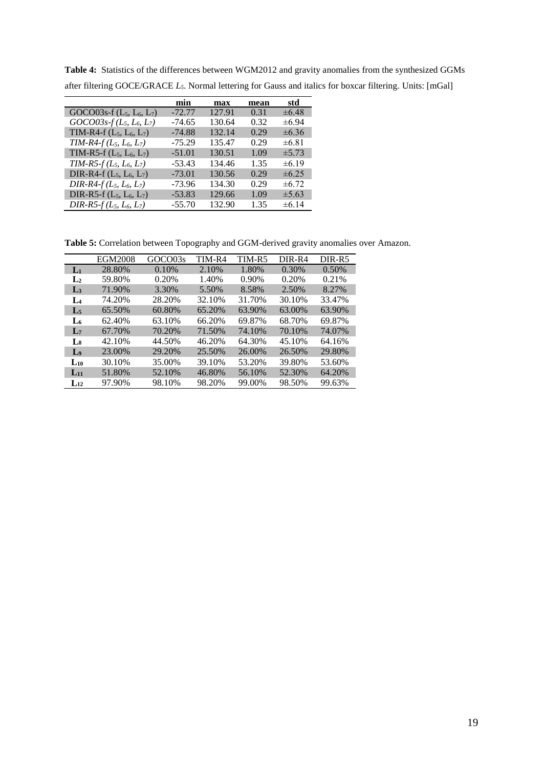**Table 4:** Statistics of the differences between WGM2012 and gravity anomalies from the synthesized GGMs after filtering GOCE/GRACE $L_5$. Normal lettering for Gauss and italics for boxcar filtering. Units: [mGal]

| | **min** | **max** | **mean** | **std** |
|---|---|---|---|---|
| GOCO03s-f ($L_5$, $L_6$, $L_7$) | -72.77 | 127.91 | 0.31 | ±6.48 |
| *GOCO03s-f ($L_5$, $L_6$, $L_7$)* | -74.65 | 130.64 | 0.32 | ±6.94 |
| TIM-R4-f ($L_5$, $L_6$, $L_7$) | -74.88 | 132.14 | 0.29 | ±6.36 |
| *TIM-R4-f ($L_5$, $L_6$, $L_7$)* | -75.29 | 135.47 | 0.29 | ±6.81 |
| TIM-R5-f ($L_5$, $L_6$, $L_7$) | -51.01 | 130.51 | 1.09 | ±5.73 |
| *TIM-R5-f ($L_5$, $L_6$, $L_7$)* | -53.43 | 134.46 | 1.35 | ±6.19 |
| DIR-R4-f ($L_5$, $L_6$, $L_7$) | -73.01 | 130.56 | 0.29 | ±6.25 |
| *DIR-R4-f ($L_5$, $L_6$, $L_7$)* | -73.96 | 134.30 | 0.29 | ±6.72 |
| DIR-R5-f ($L_5$, $L_6$, $L_7$) | -53.83 | 129.66 | 1.09 | ±5.63 |
| *DIR-R5-f ($L_5$, $L_6$, $L_7$)* | -55.70 | 132.90 | 1.35 | ±6.14 |

**Table 5:** Correlation between Topography and GGM-derived gravity anomalies over Amazon.

| | EGM2008 | GOCO03s | TIM-R4 | TIM-R5 | DIR-R4 | DIR-R5 |
|---|---|---|---|---|---|---|
| $\mathbf{L_1}$ | 28.80% | 0.10% | 2.10% | 1.80% | 0.30% | 0.50% |
| $\mathbf{L_2}$ | 59.80% | 0.20% | 1.40% | 0.90% | 0.20% | 0.21% |
| $\mathbf{L_3}$ | 71.90% | 3.30% | 5.50% | 8.58% | 2.50% | 8.27% |
| $\mathbf{L_4}$ | 74.20% | 28.20% | 32.10% | 31.70% | 30.10% | 33.47% |
| $\mathbf{L_5}$ | 65.50% | 60.80% | 65.20% | 63.90% | 63.00% | 63.90% |
| $\mathbf{L_6}$ | 62.40% | 63.10% | 66.20% | 69.87% | 68.70% | 69.87% |
| $\mathbf{L_7}$ | 67.70% | 70.20% | 71.50% | 74.10% | 70.10% | 74.07% |
| $\mathbf{L_8}$ | 42.10% | 44.50% | 46.20% | 64.30% | 45.10% | 64.16% |
| $\mathbf{L_9}$ | 23.00% | 29.20% | 25.50% | 26.00% | 26.50% | 29.80% |
| $\mathbf{L_{10}}$ | 30.10% | 35.00% | 39.10% | 53.20% | 39.80% | 53.60% |
| $\mathbf{L_{11}}$ | 51.80% | 52.10% | 46.80% | 56.10% | 52.30% | 64.20% |
| $\mathbf{L_{12}}$ | 97.90% | 98.10% | 98.20% | 99.00% | 98.50% | 99.63% |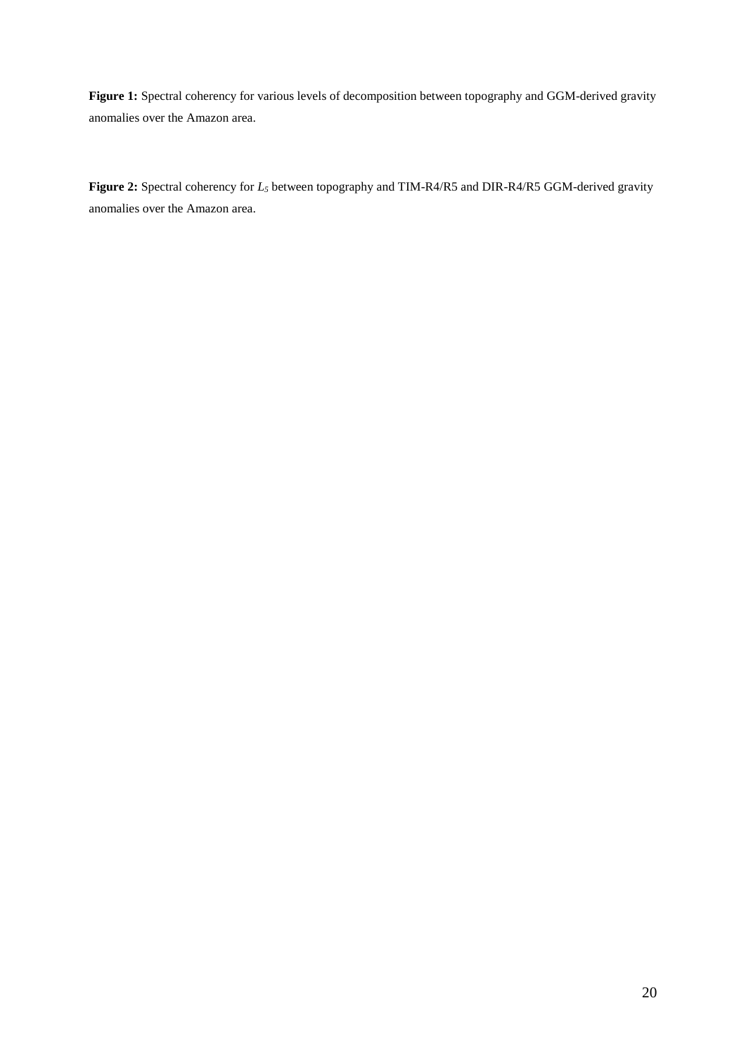**Figure 1:** Spectral coherency for various levels of decomposition between topography and GGM-derived gravity anomalies over the Amazon area.

**Figure 2:** Spectral coherency for $L_5$ between topography and TIM-R4/R5 and DIR-R4/R5 GGM-derived gravity anomalies over the Amazon area.